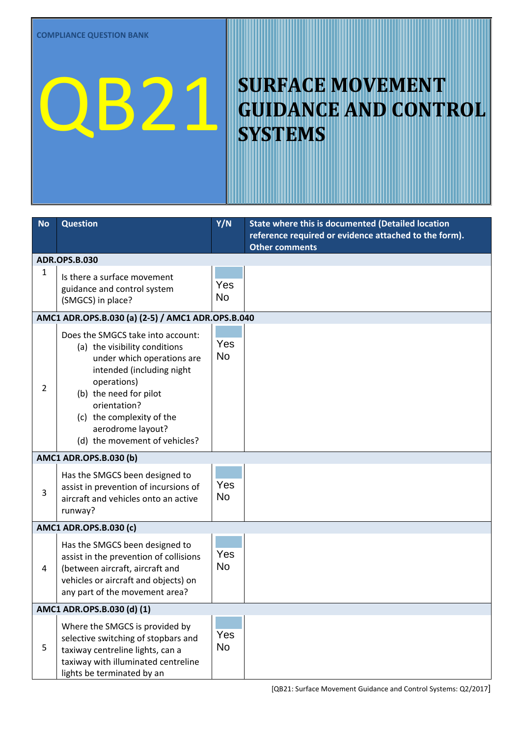COMPLIANCE QUESTION BANK

# QB21

# SURFACE MOVEMENT GUIDANCE AND CONTROL SYSTEMS

| No | Question | Y/N | State where this is documented (Detailed location reference required or evidence attached to the form). Other comments |
|---|---|---|---|
| **ADR.OPS.B.030** | | | |
| 1 | Is there a surface movement guidance and control system (SMGCS) in place? | Yes No | |
| **AMC1 ADR.OPS.B.030 (a) (2-5) / AMC1 ADR.OPS.B.040** | | | |
| 2 | Does the SMGCS take into account: (a) the visibility conditions under which operations are intended (including night operations) (b) the need for pilot orientation? (c) the complexity of the aerodrome layout? (d) the movement of vehicles? | Yes No | |
| **AMC1 ADR.OPS.B.030 (b)** | | | |
| 3 | Has the SMGCS been designed to assist in prevention of incursions of aircraft and vehicles onto an active runway? | Yes No | |
| **AMC1 ADR.OPS.B.030 (c)** | | | |
| 4 | Has the SMGCS been designed to assist in the prevention of collisions (between aircraft, aircraft and vehicles or aircraft and objects) on any part of the movement area? | Yes No | |
| **AMC1 ADR.OPS.B.030 (d) (1)** | | | |
| 5 | Where the SMGCS is provided by selective switching of stopbars and taxiway centreline lights, can a taxiway with illuminated centreline lights be terminated by an | Yes No | |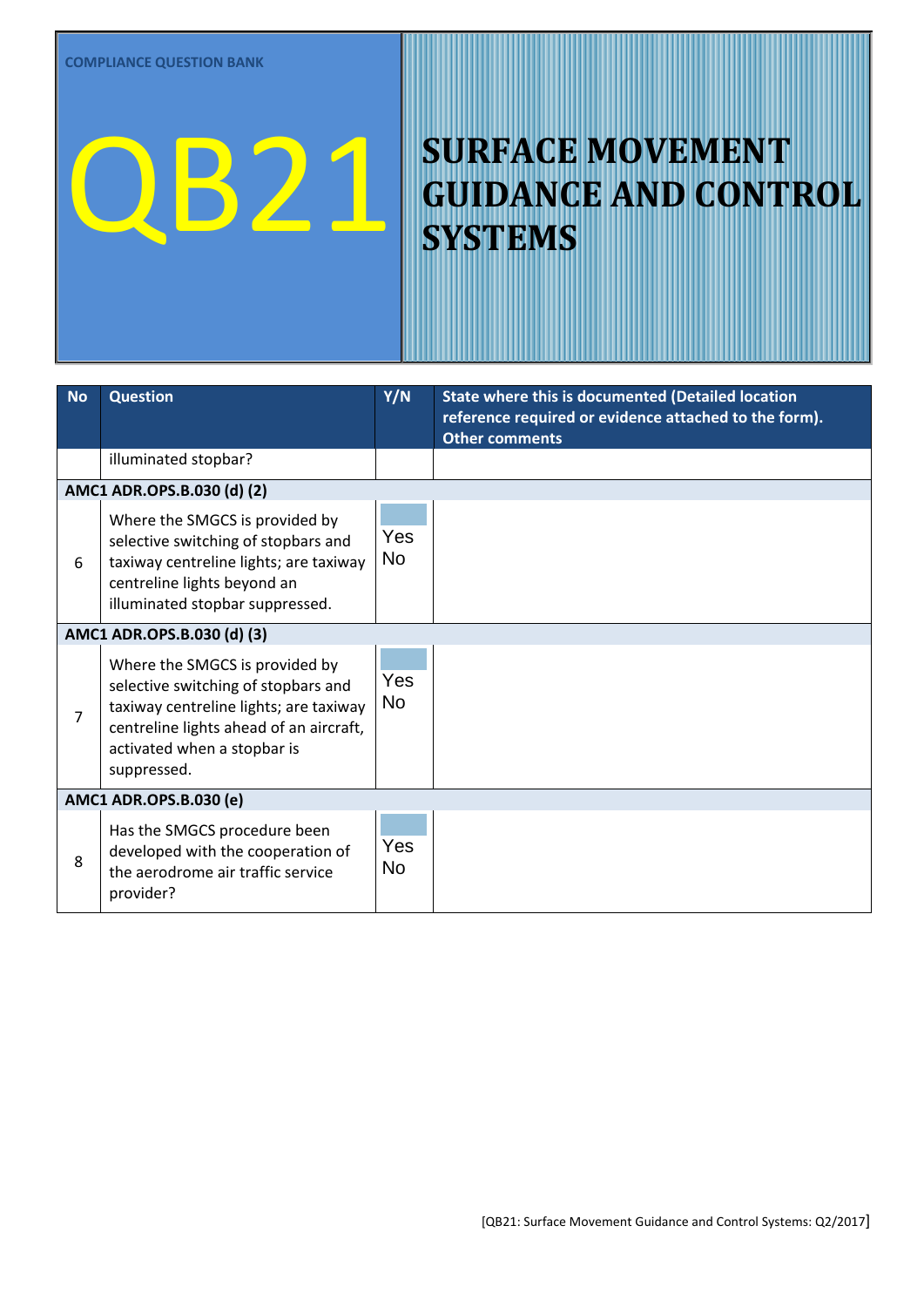COMPLIANCE QUESTION BANK

# QB21

# SURFACE MOVEMENT GUIDANCE AND CONTROL SYSTEMS

| No | Question | Y/N | State where this is documented (Detailed location reference required or evidence attached to the form). Other comments |
|---|---|---|---|
| | illuminated stopbar? | | |
| **AMC1 ADR.OPS.B.030 (d) (2)** | | | |
| 6 | Where the SMGCS is provided by selective switching of stopbars and taxiway centreline lights; are taxiway centreline lights beyond an illuminated stopbar suppressed. | Yes No | |
| **AMC1 ADR.OPS.B.030 (d) (3)** | | | |
| 7 | Where the SMGCS is provided by selective switching of stopbars and taxiway centreline lights; are taxiway centreline lights ahead of an aircraft, activated when a stopbar is suppressed. | Yes No | |
| **AMC1 ADR.OPS.B.030 (e)** | | | |
| 8 | Has the SMGCS procedure been developed with the cooperation of the aerodrome air traffic service provider? | Yes No | |

[QB21: Surface Movement Guidance and Control Systems: Q2/2017]